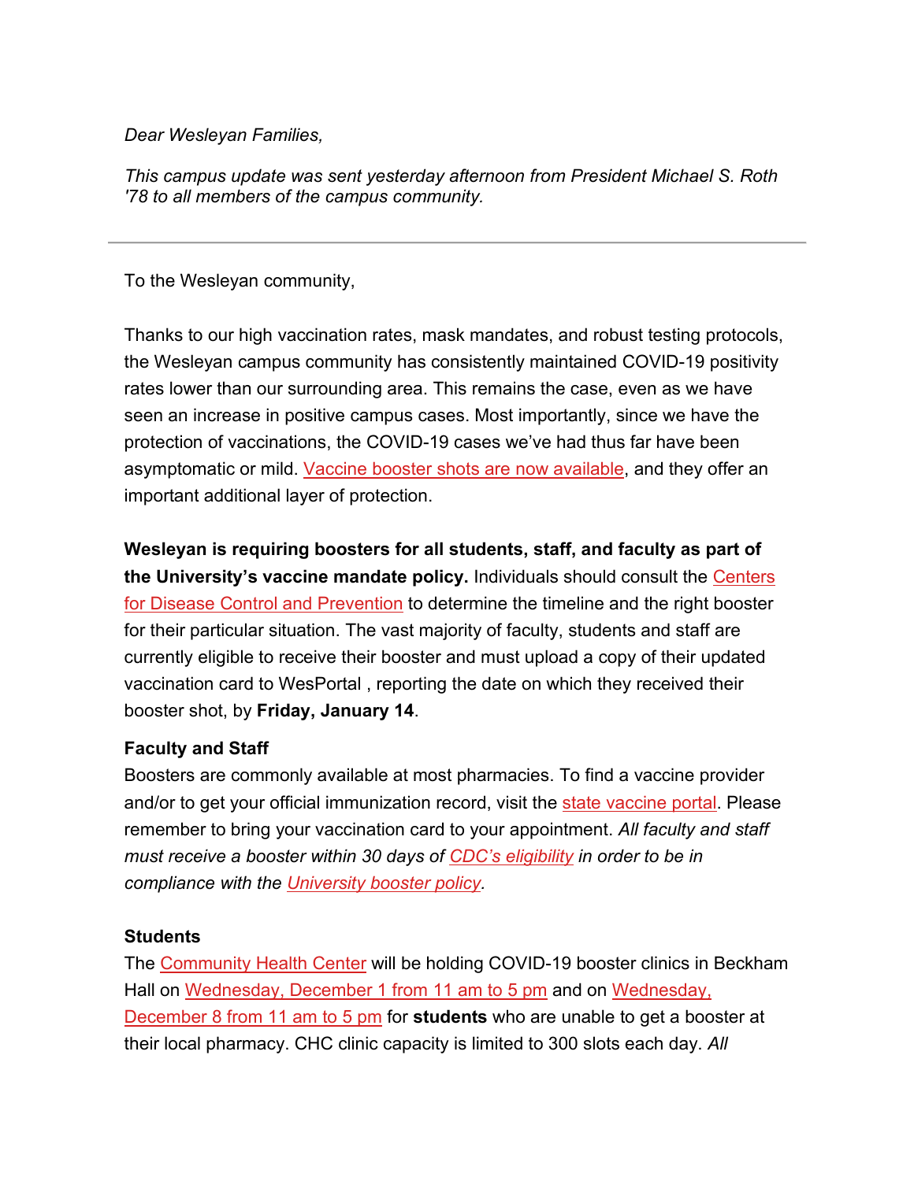*Dear Wesleyan Families,*

*This campus update was sent yesterday afternoon from President Michael S. Roth '78 to all members of the campus community.*

---

To the Wesleyan community,

Thanks to our high vaccination rates, mask mandates, and robust testing protocols, the Wesleyan campus community has consistently maintained COVID-19 positivity rates lower than our surrounding area. This remains the case, even as we have seen an increase in positive campus cases. Most importantly, since we have the protection of vaccinations, the COVID-19 cases we've had thus far have been asymptomatic or mild. Vaccine booster shots are now available, and they offer an important additional layer of protection.

**Wesleyan is requiring boosters for all students, staff, and faculty as part of the University's vaccine mandate policy.** Individuals should consult the Centers for Disease Control and Prevention to determine the timeline and the right booster for their particular situation. The vast majority of faculty, students and staff are currently eligible to receive their booster and must upload a copy of their updated vaccination card to WesPortal , reporting the date on which they received their booster shot, by **Friday, January 14**.

**Faculty and Staff**
Boosters are commonly available at most pharmacies. To find a vaccine provider and/or to get your official immunization record, visit the state vaccine portal. Please remember to bring your vaccination card to your appointment. *All faculty and staff must receive a booster within 30 days of CDC's eligibility in order to be in compliance with the University booster policy.*

**Students**
The Community Health Center will be holding COVID-19 booster clinics in Beckham Hall on Wednesday, December 1 from 11 am to 5 pm and on Wednesday, December 8 from 11 am to 5 pm for **students** who are unable to get a booster at their local pharmacy. CHC clinic capacity is limited to 300 slots each day. *All*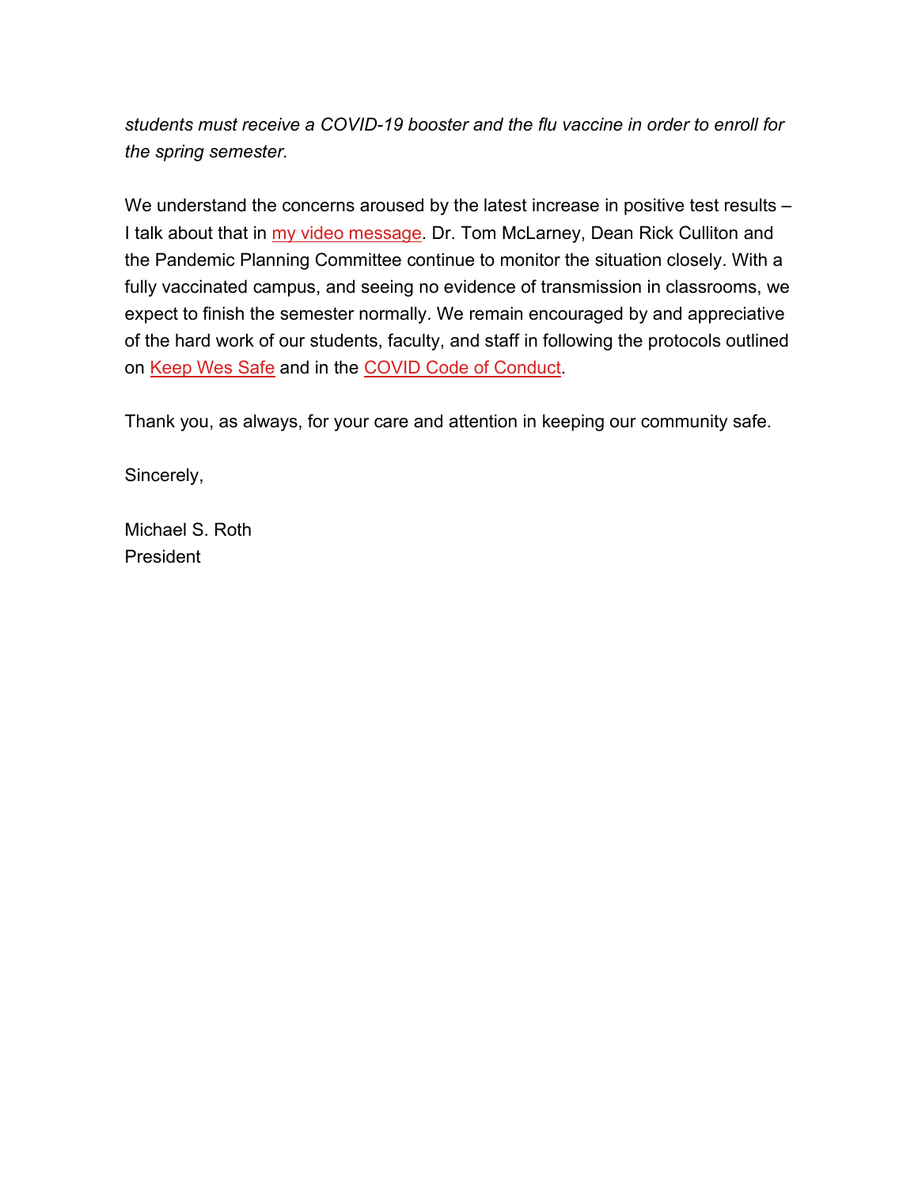*students must receive a COVID-19 booster and the flu vaccine in order to enroll for the spring semester.*

We understand the concerns aroused by the latest increase in positive test results – I talk about that in my video message. Dr. Tom McLarney, Dean Rick Culliton and the Pandemic Planning Committee continue to monitor the situation closely. With a fully vaccinated campus, and seeing no evidence of transmission in classrooms, we expect to finish the semester normally. We remain encouraged by and appreciative of the hard work of our students, faculty, and staff in following the protocols outlined on Keep Wes Safe and in the COVID Code of Conduct.

Thank you, as always, for your care and attention in keeping our community safe.

Sincerely,

Michael S. Roth
President